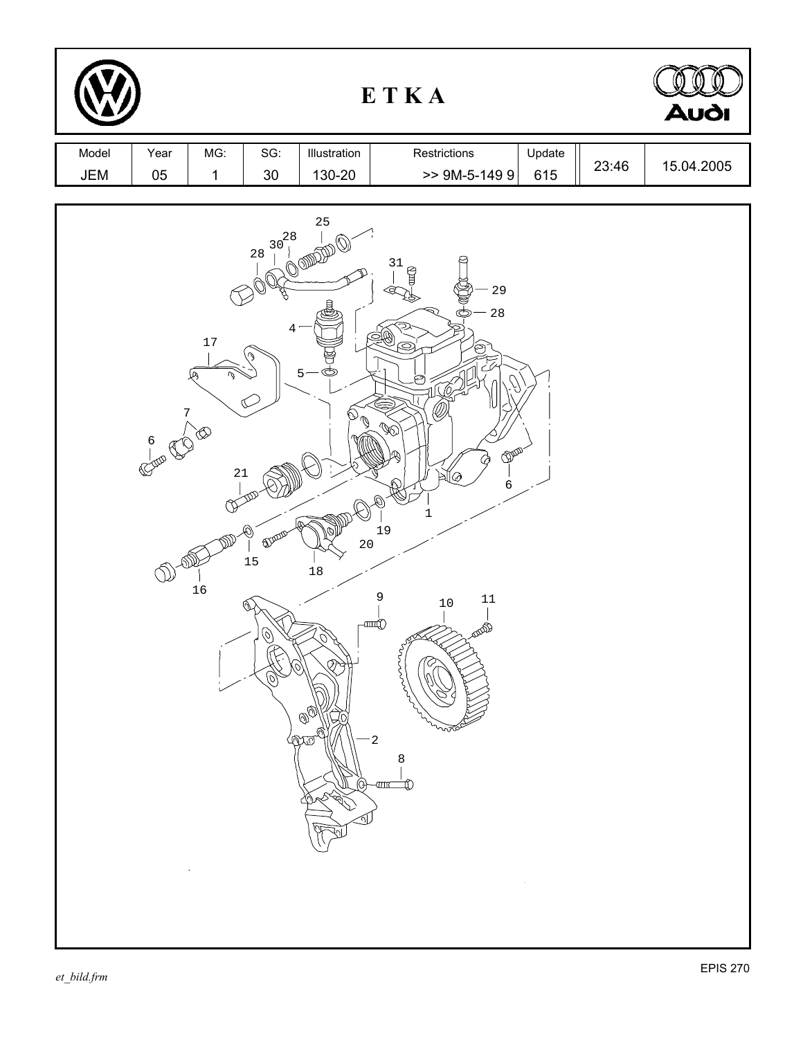# E T K A

| Model | Year | MG: | SG: | Illustration | Restrictions | Update | | |
|---|---|---|---|---|---|---|---|---|
| JEM | 05 | 1 | 30 | 130-20 | >> 9M-5-149 9 | 615 | 23:46 | 15.04.2005 |

25
28 30 28
31
29
28
4
17
5
7
6
21
6
1
19
20
15
18
16
9
10
11
2
8

*et_bild.frm*

EPIS 270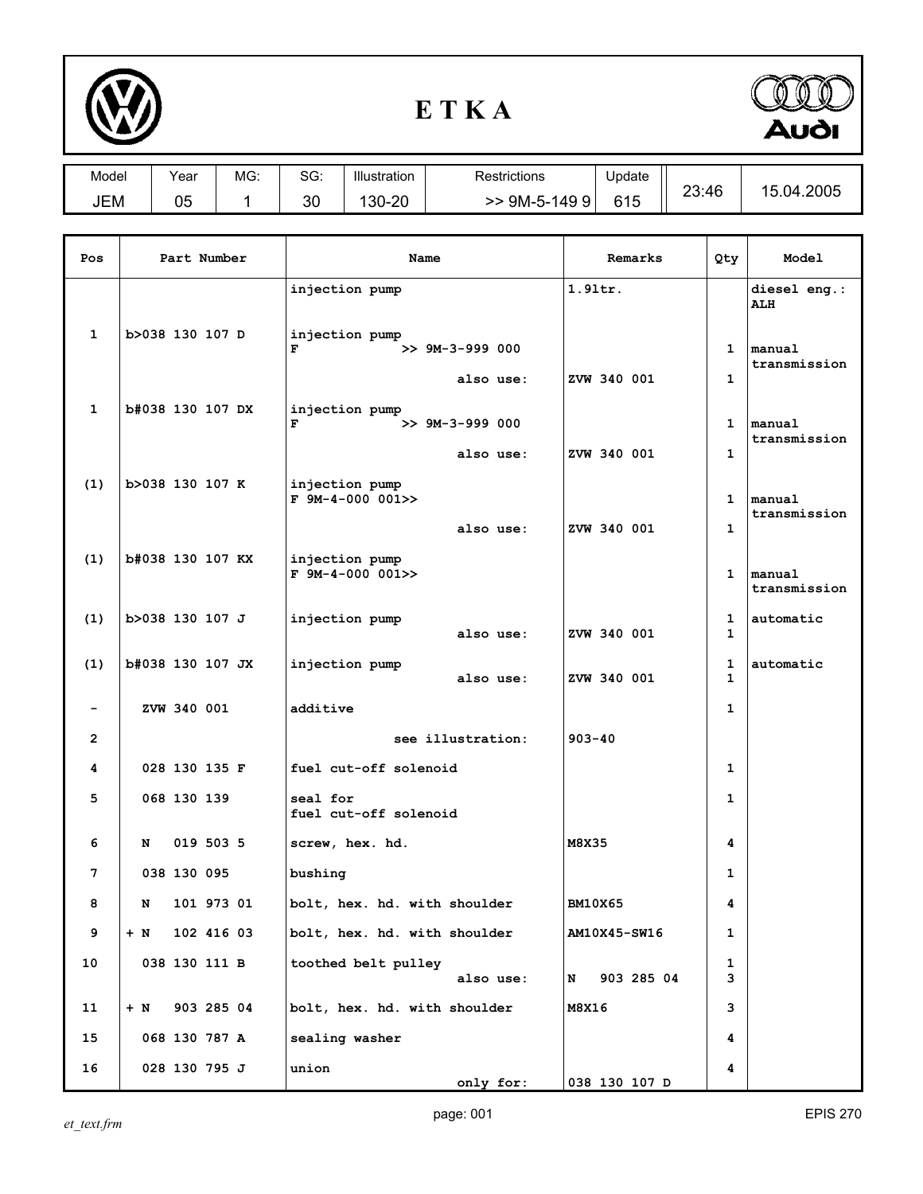# ETKA

| Model | Year | MG: | SG: | Illustration | Restrictions | Update | | |
|---|---|---|---|---|---|---|---|---|
| JEM | 05 | 1 | 30 | 130-20 | >> 9M-5-149 9 | 615 | 23:46 | 15.04.2005 |

| Pos | Part Number | Name | Remarks | Qty | Model |
|---|---|---|---|---|---|
| | | injection pump | 1.9ltr. | | diesel eng.: ALH |
| 1 | b>038 130 107 D | injection pump<br>F >> 9M-3-999 000 | | 1 | manual transmission |
| | | also use: | ZVW 340 001 | 1 | |
| 1 | b#038 130 107 DX | injection pump<br>F >> 9M-3-999 000 | | 1 | manual transmission |
| | | also use: | ZVW 340 001 | 1 | |
| (1) | b>038 130 107 K | injection pump<br>F 9M-4-000 001>> | | 1 | manual transmission |
| | | also use: | ZVW 340 001 | 1 | |
| (1) | b#038 130 107 KX | injection pump<br>F 9M-4-000 001>> | | 1 | manual transmission |
| (1) | b>038 130 107 J | injection pump | | 1 | automatic |
| | | also use: | ZVW 340 001 | 1 | |
| (1) | b#038 130 107 JX | injection pump | | 1 | automatic |
| | | also use: | ZVW 340 001 | 1 | |
| - | ZVW 340 001 | additive | | 1 | |
| 2 | | see illustration: | 903-40 | | |
| 4 | 028 130 135 F | fuel cut-off solenoid | | 1 | |
| 5 | 068 130 139 | seal for fuel cut-off solenoid | | 1 | |
| 6 | N 019 503 5 | screw, hex. hd. | M8X35 | 4 | |
| 7 | 038 130 095 | bushing | | 1 | |
| 8 | N 101 973 01 | bolt, hex. hd. with shoulder | BM10X65 | 4 | |
| 9 | + N 102 416 03 | bolt, hex. hd. with shoulder | AM10X45-SW16 | 1 | |
| 10 | 038 130 111 B | toothed belt pulley | | 1 | |
| | | also use: | N 903 285 04 | 3 | |
| 11 | + N 903 285 04 | bolt, hex. hd. with shoulder | M8X16 | 3 | |
| 15 | 068 130 787 A | sealing washer | | 4 | |
| 16 | 028 130 795 J | union | | 4 | |
| | | only for: | 038 130 107 D | | |

et_text.frm

EPIS 270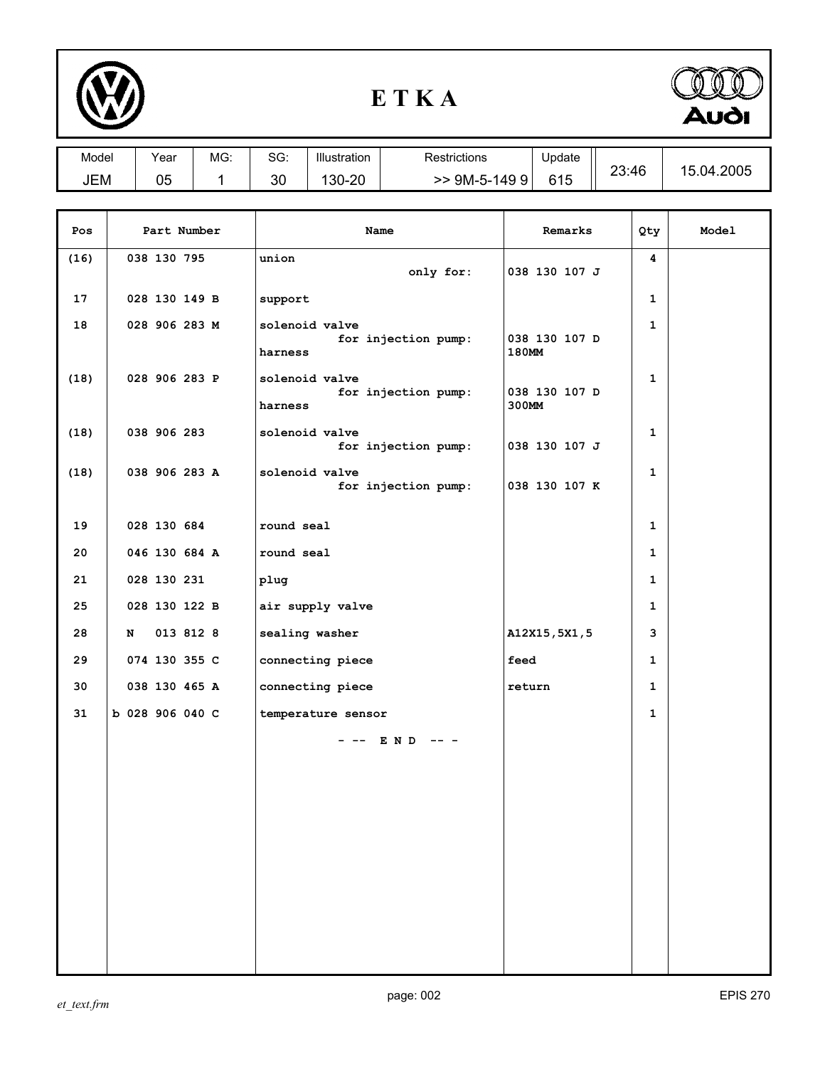# E T K A

| Model | Year | MG: | SG: | Illustration | Restrictions | Update | | |
|---|---|---|---|---|---|---|---|---|
| JEM | 05 | 1 | 30 | 130-20 | >> 9M-5-149 9 | 615 | 23:46 | 15.04.2005 |

| Pos | Part Number | Name | Remarks | Qty | Model |
|---|---|---|---|---|---|
| (16) | 038 130 795 | union<br>only for: | <br>038 130 107 J | 4 | |
| 17 | 028 130 149 B | support | | 1 | |
| 18 | 028 906 283 M | solenoid valve<br>for injection pump:<br>harness | <br>038 130 107 D<br>180MM | 1 | |
| (18) | 028 906 283 P | solenoid valve<br>for injection pump:<br>harness | <br>038 130 107 D<br>300MM | 1 | |
| (18) | 038 906 283 | solenoid valve<br>for injection pump: | <br>038 130 107 J | 1 | |
| (18) | 038 906 283 A | solenoid valve<br>for injection pump: | <br>038 130 107 K | 1 | |
| 19 | 028 130 684 | round seal | | 1 | |
| 20 | 046 130 684 A | round seal | | 1 | |
| 21 | 028 130 231 | plug | | 1 | |
| 25 | 028 130 122 B | air supply valve | | 1 | |
| 28 | N 013 812 8 | sealing washer | A12X15,5X1,5 | 3 | |
| 29 | 074 130 355 C | connecting piece | feed | 1 | |
| 30 | 038 130 465 A | connecting piece | return | 1 | |
| 31 | b 028 906 040 C | temperature sensor | | 1 | |
| | | - -- E N D -- - | | | |

*et_text.frm*

EPIS 270